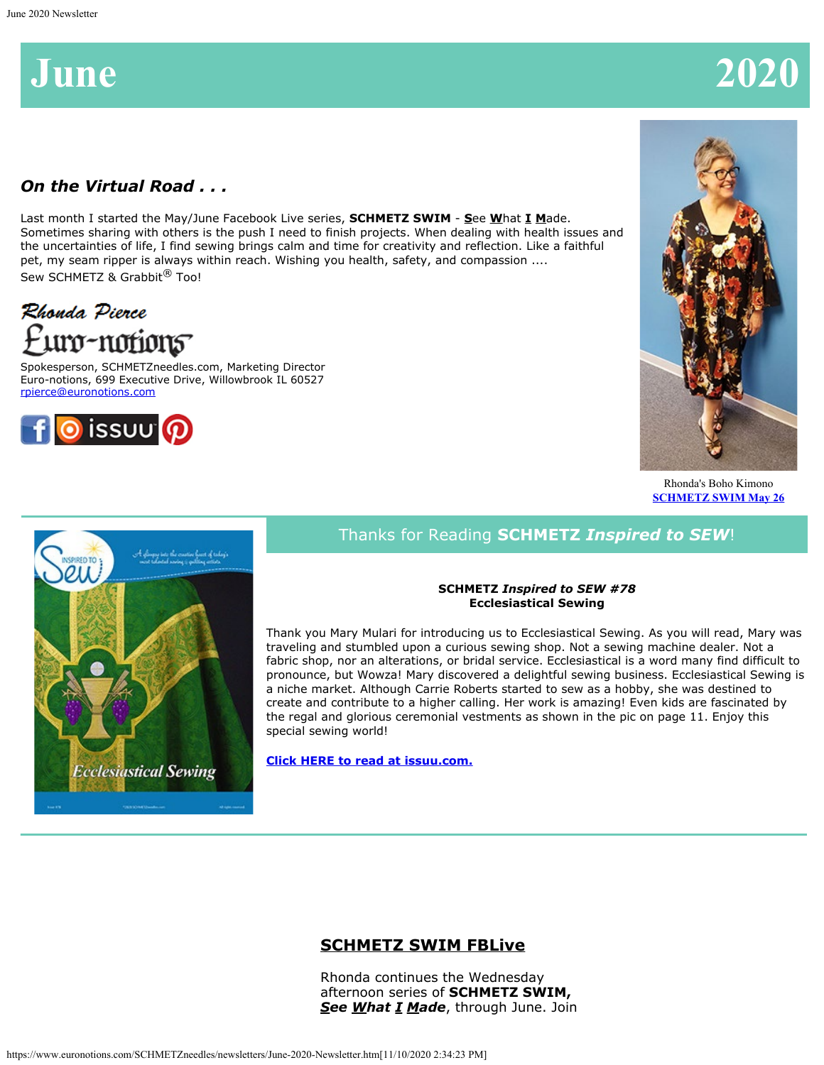# June 2020

### *On the Virtual Road . . .*

Last month I started the May/June Facebook Live series, **SCHMETZ SWIM** - **S**ee **W**hat **I** **M**ade. Sometimes sharing with others is the push I need to finish projects. When dealing with health issues and the uncertainties of life, I find sewing brings calm and time for creativity and reflection. Like a faithful pet, my seam ripper is always within reach. Wishing you health, safety, and compassion ....
Sew SCHMETZ & Grabbit® Too!

Rhonda Pierce
Euro-notions
Spokesperson, SCHMETZneedles.com, Marketing Director
Euro-notions, 699 Executive Drive, Willowbrook IL 60527
rpierce@euronotions.com

Rhonda's Boho Kimono
SCHMETZ SWIM May 26

## Thanks for Reading SCHMETZ *Inspired to SEW*!

**SCHMETZ *Inspired to SEW #78***
**Ecclesiastical Sewing**

Thank you Mary Mulari for introducing us to Ecclesiastical Sewing. As you will read, Mary was traveling and stumbled upon a curious sewing shop. Not a sewing machine dealer. Not a fabric shop, nor an alterations, or bridal service. Ecclesiastical is a word many find difficult to pronounce, but Wowza! Mary discovered a delightful sewing business. Ecclesiastical Sewing is a niche market. Although Carrie Roberts started to sew as a hobby, she was destined to create and contribute to a higher calling. Her work is amazing! Even kids are fascinated by the regal and glorious ceremonial vestments as shown in the pic on page 11. Enjoy this special sewing world!

**Click HERE to read at issuu.com.**

## SCHMETZ SWIM FBLive

Rhonda continues the Wednesday afternoon series of **SCHMETZ SWIM, *See What I Made***, through June. Join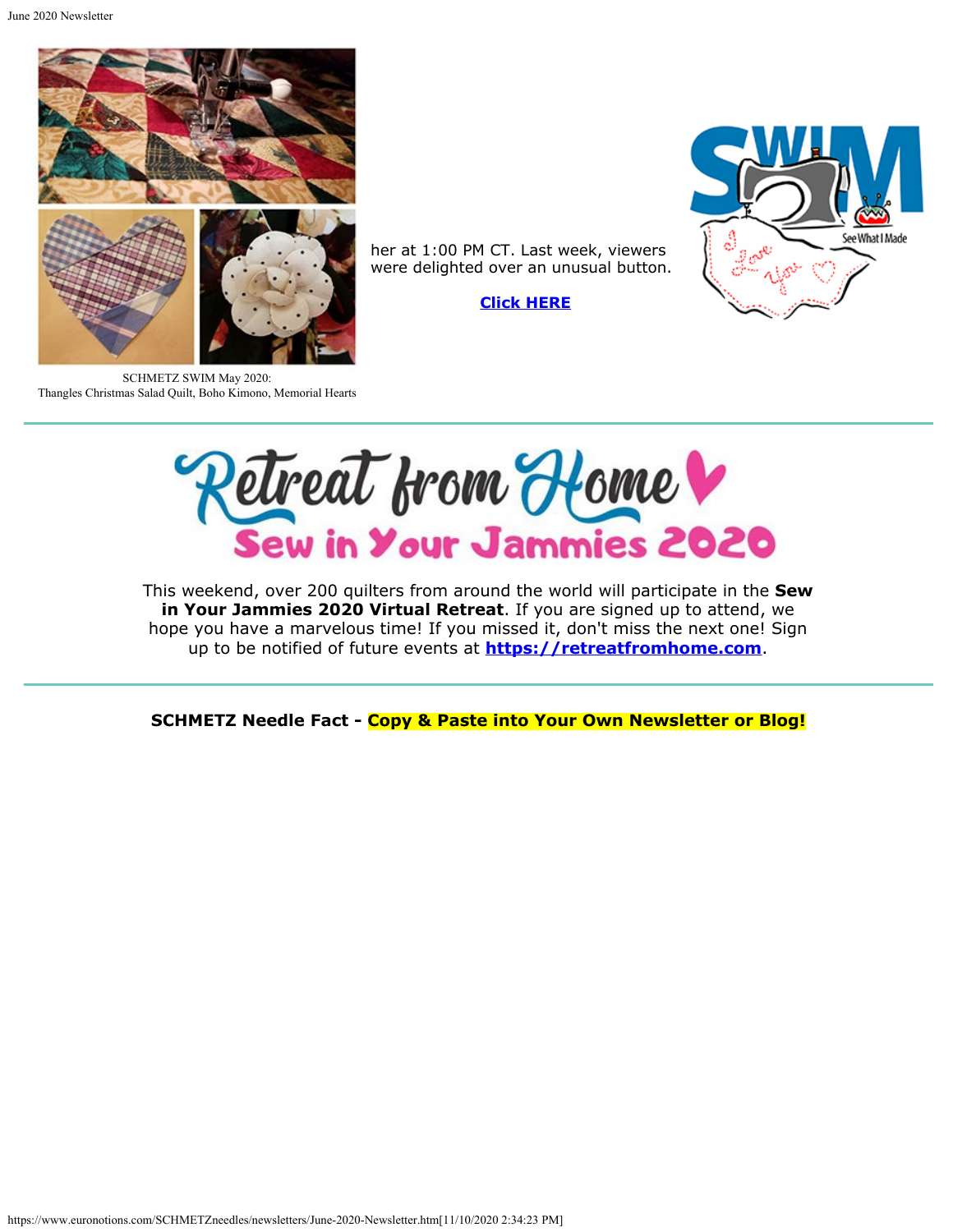SCHMETZ SWIM May 2020:
Thangles Christmas Salad Quilt, Boho Kimono, Memorial Hearts

her at 1:00 PM CT. Last week, viewers were delighted over an unusual button.

**[Click HERE]**

---

# Retreat from Home

## Sew in Your Jammies 2020

This weekend, over 200 quilters from around the world will participate in the **Sew in Your Jammies 2020 Virtual Retreat**. If you are signed up to attend, we hope you have a marvelous time! If you missed it, don't miss the next one! Sign up to be notified of future events at **https://retreatfromhome.com**.

---

**SCHMETZ Needle Fact - Copy & Paste into Your Own Newsletter or Blog!**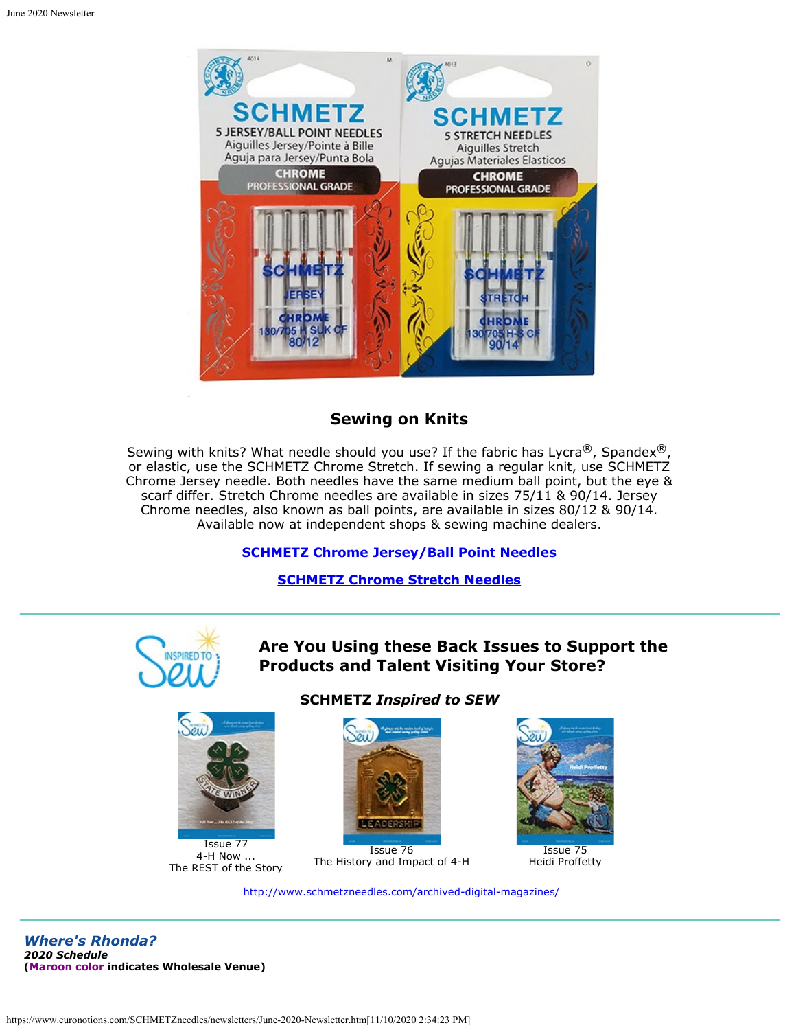## Sewing on Knits

Sewing with knits? What needle should you use? If the fabric has Lycra®, Spandex®, or elastic, use the SCHMETZ Chrome Stretch. If sewing a regular knit, use SCHMETZ Chrome Jersey needle. Both needles have the same medium ball point, but the eye & scarf differ. Stretch Chrome needles are available in sizes 75/11 & 90/14. Jersey Chrome needles, also known as ball points, are available in sizes 80/12 & 90/14. Available now at independent shops & sewing machine dealers.

**SCHMETZ Chrome Jersey/Ball Point Needles**

**SCHMETZ Chrome Stretch Needles**

---

## Are You Using these Back Issues to Support the Products and Talent Visiting Your Store?

### SCHMETZ *Inspired to SEW*

Issue 77
4-H Now ...
The REST of the Story

Issue 76
The History and Impact of 4-H

Issue 75
Heidi Proffetty

http://www.schmetzneedles.com/archived-digital-magazines/

---

***Where's Rhonda?***
***2020 Schedule***
**(Maroon color indicates Wholesale Venue)**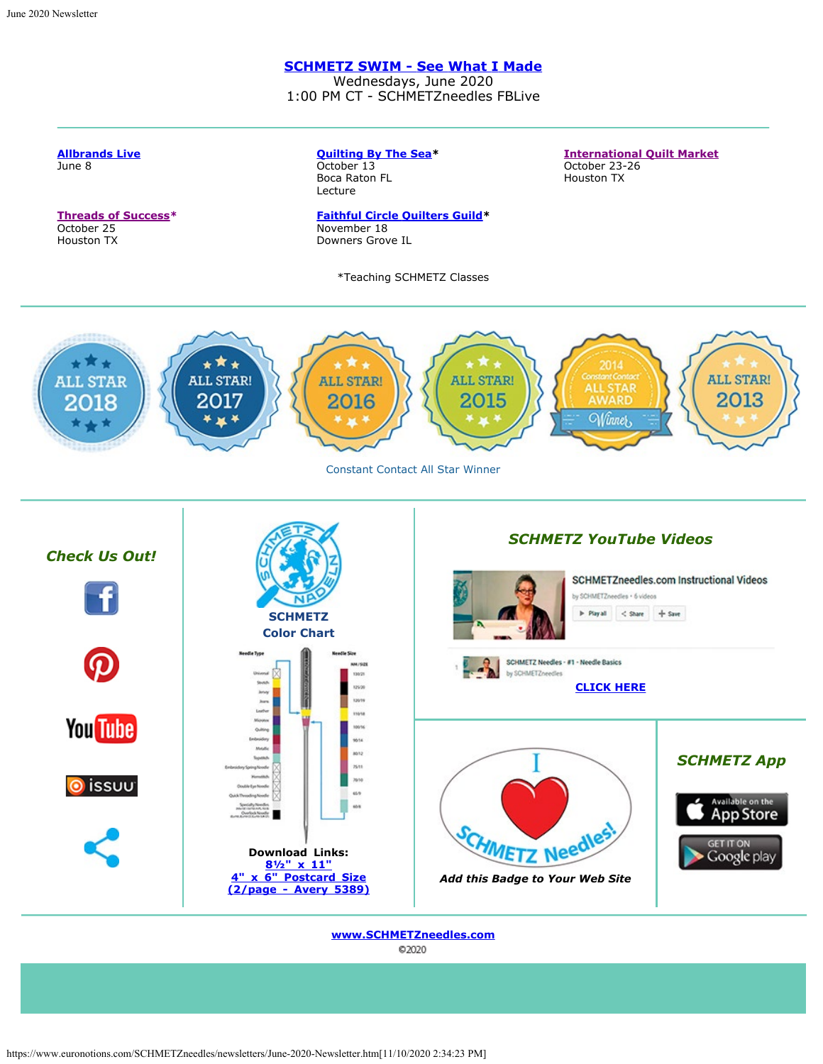**SCHMETZ SWIM - See What I Made**
Wednesdays, June 2020
1:00 PM CT - SCHMETZneedles FBLive

**Allbrands Live**
June 8

**Quilting By The Sea***
October 13
Boca Raton FL
Lecture

**International Quilt Market**
October 23-26
Houston TX

**Threads of Success***
October 25
Houston TX

**Faithful Circle Quilters Guild***
November 18
Downers Grove IL

*Teaching SCHMETZ Classes

Constant Contact All Star Winner

***Check Us Out!***

**SCHMETZ Color Chart**

**Download Links:**
**8½" x 11"**
**4" x 6" Postcard Size (2/page - Avery 5389)**

***SCHMETZ YouTube Videos***

**CLICK HERE**

*Add this Badge to Your Web Site*

***SCHMETZ App***

**www.SCHMETZneedles.com**
©2020